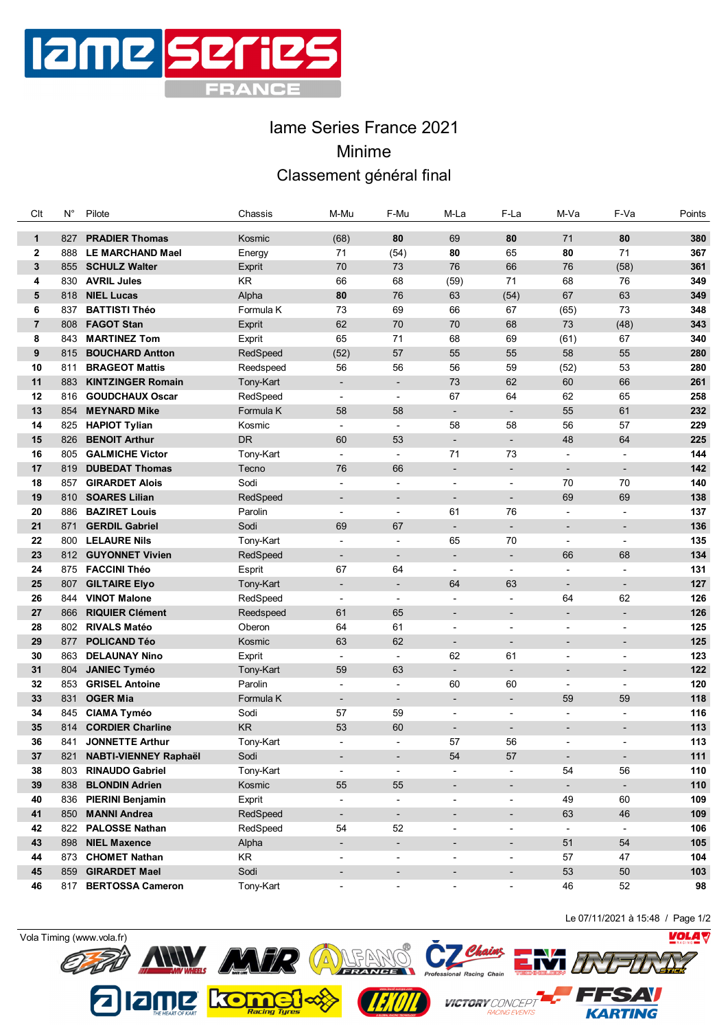# Iame Series France 2021

## Minime

## Classement général final

| Clt | N° | Pilote | Chassis | M-Mu | F-Mu | M-La | F-La | M-Va | F-Va | Points |
|---|---|---|---|---|---|---|---|---|---|---|
| **1** | 827 | **PRADIER Thomas** | Kosmic | (68) | **80** | 69 | **80** | 71 | **80** | **380** |
| **2** | 888 | **LE MARCHAND Mael** | Energy | 71 | (54) | **80** | 65 | **80** | 71 | **367** |
| **3** | 855 | **SCHULZ Walter** | Exprit | 70 | 73 | 76 | 66 | 76 | (58) | **361** |
| **4** | 830 | **AVRIL Jules** | KR | 66 | 68 | (59) | 71 | 68 | 76 | **349** |
| **5** | 818 | **NIEL Lucas** | Alpha | **80** | 76 | 63 | (54) | 67 | 63 | **349** |
| **6** | 837 | **BATTISTI Théo** | Formula K | 73 | 69 | 66 | 67 | (65) | 73 | **348** |
| **7** | 808 | **FAGOT Stan** | Exprit | 62 | 70 | 70 | 68 | 73 | (48) | **343** |
| **8** | 843 | **MARTINEZ Tom** | Exprit | 65 | 71 | 68 | 69 | (61) | 67 | **340** |
| **9** | 815 | **BOUCHARD Antton** | RedSpeed | (52) | 57 | 55 | 55 | 58 | 55 | **280** |
| **10** | 811 | **BRAGEOT Mattis** | Reedspeed | 56 | 56 | 56 | 59 | (52) | 53 | **280** |
| **11** | 883 | **KINTZINGER Romain** | Tony-Kart | - | - | 73 | 62 | 60 | 66 | **261** |
| **12** | 816 | **GOUDCHAUX Oscar** | RedSpeed | - | - | 67 | 64 | 62 | 65 | **258** |
| **13** | 854 | **MEYNARD Mike** | Formula K | 58 | 58 | - | - | 55 | 61 | **232** |
| **14** | 825 | **HAPIOT Tylian** | Kosmic | - | - | 58 | 58 | 56 | 57 | **229** |
| **15** | 826 | **BENOIT Arthur** | DR | 60 | 53 | - | - | 48 | 64 | **225** |
| **16** | 805 | **GALMICHE Victor** | Tony-Kart | - | - | 71 | 73 | - | - | **144** |
| **17** | 819 | **DUBEDAT Thomas** | Tecno | 76 | 66 | - | - | - | - | **142** |
| **18** | 857 | **GIRARDET Alois** | Sodi | - | - | - | - | 70 | 70 | **140** |
| **19** | 810 | **SOARES Lilian** | RedSpeed | - | - | - | - | 69 | 69 | **138** |
| **20** | 886 | **BAZIRET Louis** | Parolin | - | - | 61 | 76 | - | - | **137** |
| **21** | 871 | **GERDIL Gabriel** | Sodi | 69 | 67 | - | - | - | - | **136** |
| **22** | 800 | **LELAURE Nils** | Tony-Kart | - | - | 65 | 70 | - | - | **135** |
| **23** | 812 | **GUYONNET Vivien** | RedSpeed | - | - | - | - | 66 | 68 | **134** |
| **24** | 875 | **FACCINI Théo** | Esprit | 67 | 64 | - | - | - | - | **131** |
| **25** | 807 | **GILTAIRE Elyo** | Tony-Kart | - | - | 64 | 63 | - | - | **127** |
| **26** | 844 | **VINOT Malone** | RedSpeed | - | - | - | - | 64 | 62 | **126** |
| **27** | 866 | **RIQUIER Clément** | Reedspeed | 61 | 65 | - | - | - | - | **126** |
| **28** | 802 | **RIVALS Matéo** | Oberon | 64 | 61 | - | - | - | - | **125** |
| **29** | 877 | **POLICAND Téo** | Kosmic | 63 | 62 | - | - | - | - | **125** |
| **30** | 863 | **DELAUNAY Nino** | Exprit | - | - | 62 | 61 | - | - | **123** |
| **31** | 804 | **JANIEC Tyméo** | Tony-Kart | 59 | 63 | - | - | - | - | **122** |
| **32** | 853 | **GRISEL Antoine** | Parolin | - | - | 60 | 60 | - | - | **120** |
| **33** | 831 | **OGER Mia** | Formula K | - | - | - | - | 59 | 59 | **118** |
| **34** | 845 | **CIAMA Tyméo** | Sodi | 57 | 59 | - | - | - | - | **116** |
| **35** | 814 | **CORDIER Charline** | KR | 53 | 60 | - | - | - | - | **113** |
| **36** | 841 | **JONNETTE Arthur** | Tony-Kart | - | - | 57 | 56 | - | - | **113** |
| **37** | 821 | **NABTI-VIENNEY Raphaël** | Sodi | - | - | 54 | 57 | - | - | **111** |
| **38** | 803 | **RINAUDO Gabriel** | Tony-Kart | - | - | - | - | 54 | 56 | **110** |
| **39** | 838 | **BLONDIN Adrien** | Kosmic | 55 | 55 | - | - | - | - | **110** |
| **40** | 836 | **PIERINI Benjamin** | Exprit | - | - | - | - | 49 | 60 | **109** |
| **41** | 850 | **MANNI Andrea** | RedSpeed | - | - | - | - | 63 | 46 | **109** |
| **42** | 822 | **PALOSSE Nathan** | RedSpeed | 54 | 52 | - | - | - | - | **106** |
| **43** | 898 | **NIEL Maxence** | Alpha | - | - | - | - | 51 | 54 | **105** |
| **44** | 873 | **CHOMET Nathan** | KR | - | - | - | - | 57 | 47 | **104** |
| **45** | 859 | **GIRARDET Mael** | Sodi | - | - | - | - | 53 | 50 | **103** |
| **46** | 817 | **BERTOSSA Cameron** | Tony-Kart | - | - | - | - | 46 | 52 | **98** |

Le 07/11/2021 à 15:48

Vola Timing (www.vola.fr)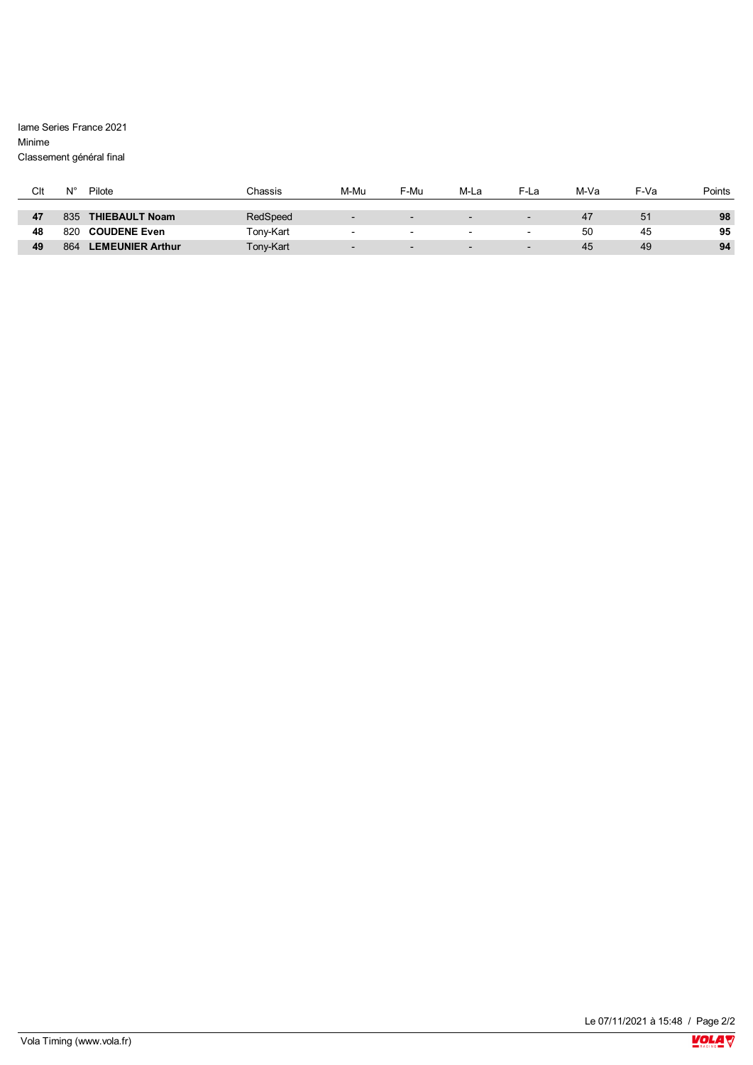Iame Series France 2021
Minime
Classement général final

| Clt | N° | Pilote | Chassis | M-Mu | F-Mu | M-La | F-La | M-Va | F-Va | Points |
|---|---|---|---|---|---|---|---|---|---|---|
| **47** | 835 | **THIEBAULT Noam** | RedSpeed | - | - | - | - | 47 | 51 | **98** |
| **48** | 820 | **COUDENE Even** | Tony-Kart | - | - | - | - | 50 | 45 | **95** |
| **49** | 864 | **LEMEUNIER Arthur** | Tony-Kart | - | - | - | - | 45 | 49 | **94** |

Le 07/11/2021 à 15:48

Vola Timing (www.vola.fr)